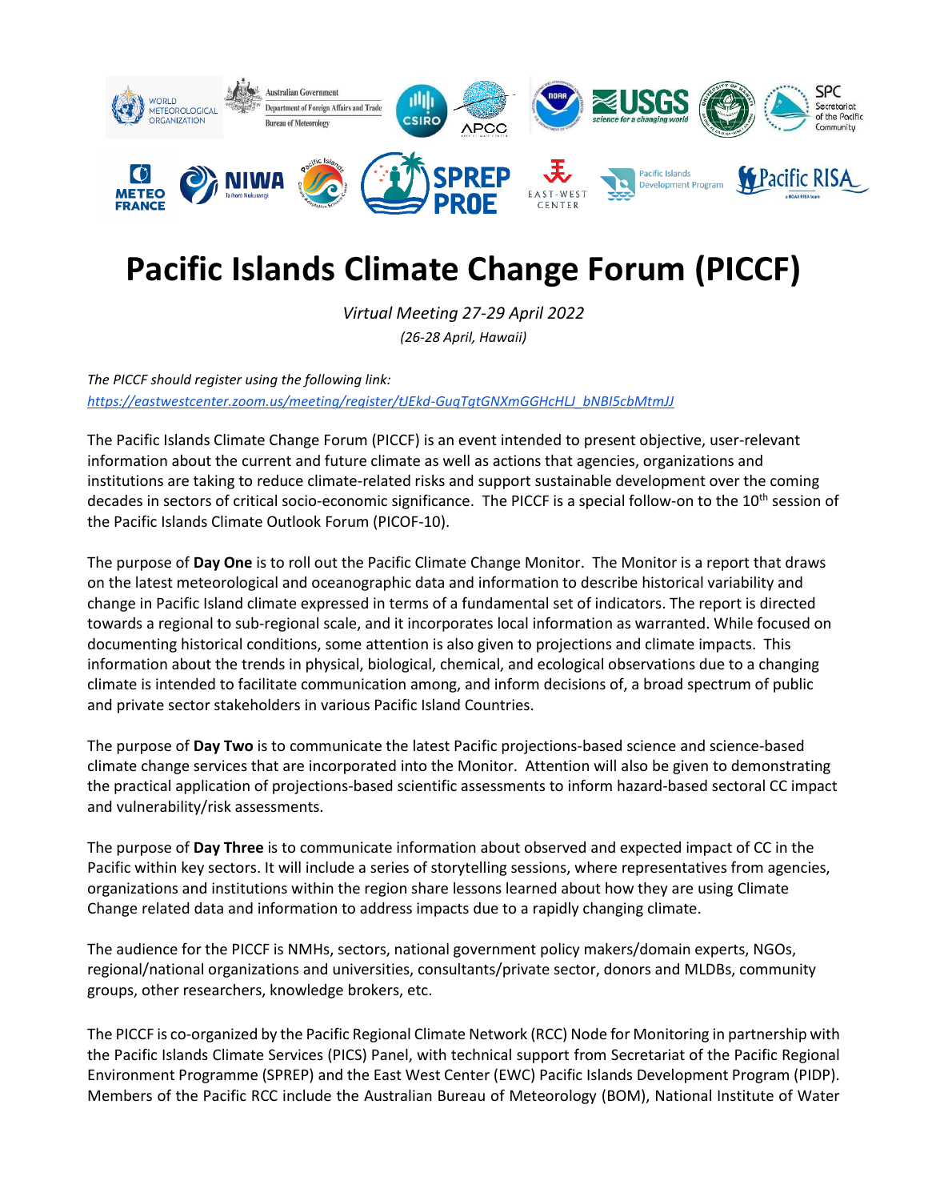# Pacific Islands Climate Change Forum (PICCF)

*Virtual Meeting 27-29 April 2022*

*(26-28 April, Hawaii)*

*The PICCF should register using the following link:*
*https://eastwestcenter.zoom.us/meeting/register/tJEkd-GuqTgtGNXmGGHcHLJ_bNBI5cbMtmJJ*

The Pacific Islands Climate Change Forum (PICCF) is an event intended to present objective, user-relevant information about the current and future climate as well as actions that agencies, organizations and institutions are taking to reduce climate-related risks and support sustainable development over the coming decades in sectors of critical socio-economic significance. The PICCF is a special follow-on to the 10th session of the Pacific Islands Climate Outlook Forum (PICOF-10).

The purpose of **Day One** is to roll out the Pacific Climate Change Monitor. The Monitor is a report that draws on the latest meteorological and oceanographic data and information to describe historical variability and change in Pacific Island climate expressed in terms of a fundamental set of indicators. The report is directed towards a regional to sub-regional scale, and it incorporates local information as warranted. While focused on documenting historical conditions, some attention is also given to projections and climate impacts. This information about the trends in physical, biological, chemical, and ecological observations due to a changing climate is intended to facilitate communication among, and inform decisions of, a broad spectrum of public and private sector stakeholders in various Pacific Island Countries.

The purpose of **Day Two** is to communicate the latest Pacific projections-based science and science-based climate change services that are incorporated into the Monitor. Attention will also be given to demonstrating the practical application of projections-based scientific assessments to inform hazard-based sectoral CC impact and vulnerability/risk assessments.

The purpose of **Day Three** is to communicate information about observed and expected impact of CC in the Pacific within key sectors. It will include a series of storytelling sessions, where representatives from agencies, organizations and institutions within the region share lessons learned about how they are using Climate Change related data and information to address impacts due to a rapidly changing climate.

The audience for the PICCF is NMHs, sectors, national government policy makers/domain experts, NGOs, regional/national organizations and universities, consultants/private sector, donors and MLDBs, community groups, other researchers, knowledge brokers, etc.

The PICCF is co-organized by the Pacific Regional Climate Network (RCC) Node for Monitoring in partnership with the Pacific Islands Climate Services (PICS) Panel, with technical support from Secretariat of the Pacific Regional Environment Programme (SPREP) and the East West Center (EWC) Pacific Islands Development Program (PIDP). Members of the Pacific RCC include the Australian Bureau of Meteorology (BOM), National Institute of Water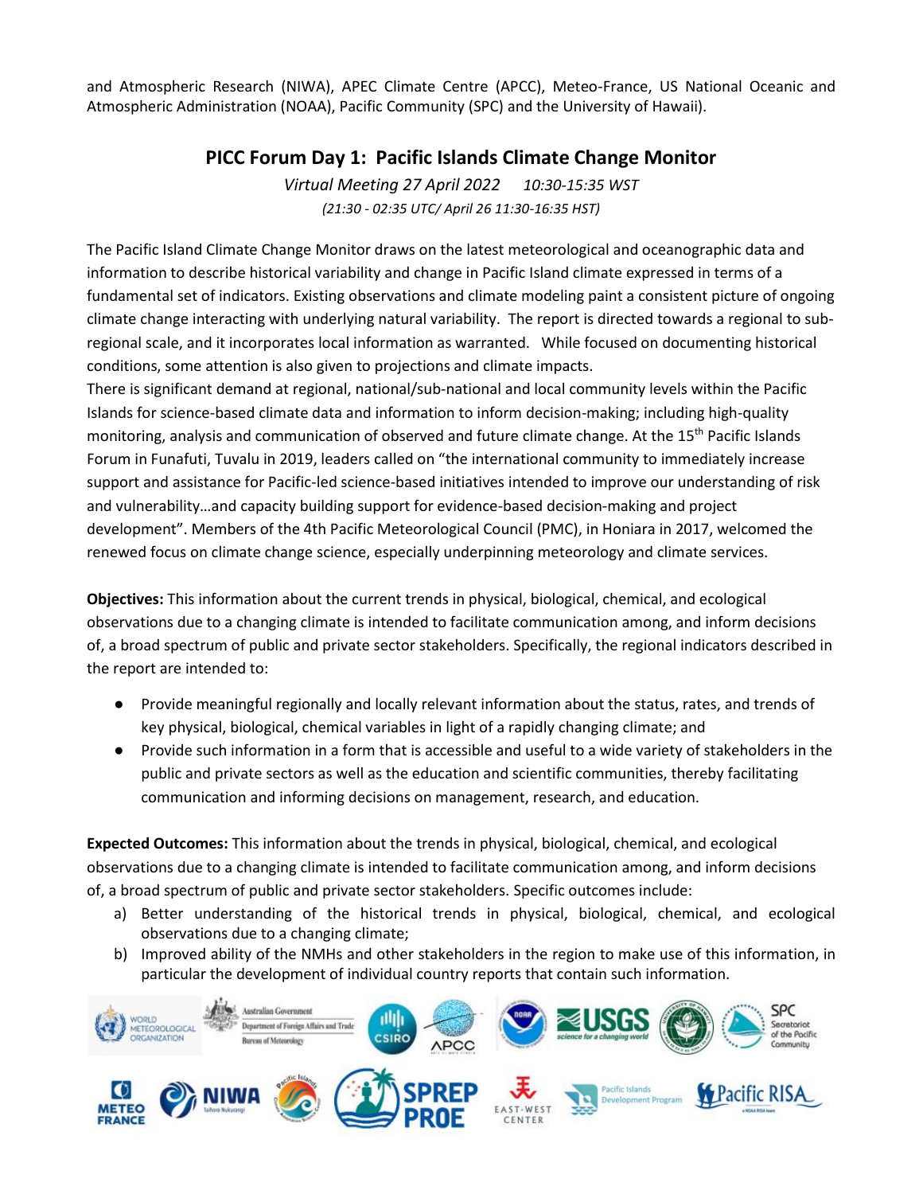and Atmospheric Research (NIWA), APEC Climate Centre (APCC), Meteo-France, US National Oceanic and Atmospheric Administration (NOAA), Pacific Community (SPC) and the University of Hawaii).

## PICC Forum Day 1: Pacific Islands Climate Change Monitor

*Virtual Meeting 27 April 2022 10:30-15:35 WST*

*(21:30 - 02:35 UTC/ April 26 11:30-16:35 HST)*

The Pacific Island Climate Change Monitor draws on the latest meteorological and oceanographic data and information to describe historical variability and change in Pacific Island climate expressed in terms of a fundamental set of indicators. Existing observations and climate modeling paint a consistent picture of ongoing climate change interacting with underlying natural variability. The report is directed towards a regional to sub-regional scale, and it incorporates local information as warranted. While focused on documenting historical conditions, some attention is also given to projections and climate impacts.

There is significant demand at regional, national/sub-national and local community levels within the Pacific Islands for science-based climate data and information to inform decision-making; including high-quality monitoring, analysis and communication of observed and future climate change. At the 15th Pacific Islands Forum in Funafuti, Tuvalu in 2019, leaders called on "the international community to immediately increase support and assistance for Pacific-led science-based initiatives intended to improve our understanding of risk and vulnerability…and capacity building support for evidence-based decision-making and project development". Members of the 4th Pacific Meteorological Council (PMC), in Honiara in 2017, welcomed the renewed focus on climate change science, especially underpinning meteorology and climate services.

**Objectives:** This information about the current trends in physical, biological, chemical, and ecological observations due to a changing climate is intended to facilitate communication among, and inform decisions of, a broad spectrum of public and private sector stakeholders. Specifically, the regional indicators described in the report are intended to:

- Provide meaningful regionally and locally relevant information about the status, rates, and trends of key physical, biological, chemical variables in light of a rapidly changing climate; and
- Provide such information in a form that is accessible and useful to a wide variety of stakeholders in the public and private sectors as well as the education and scientific communities, thereby facilitating communication and informing decisions on management, research, and education.

**Expected Outcomes:** This information about the trends in physical, biological, chemical, and ecological observations due to a changing climate is intended to facilitate communication among, and inform decisions of, a broad spectrum of public and private sector stakeholders. Specific outcomes include:

a) Better understanding of the historical trends in physical, biological, chemical, and ecological observations due to a changing climate;
b) Improved ability of the NMHs and other stakeholders in the region to make use of this information, in particular the development of individual country reports that contain such information.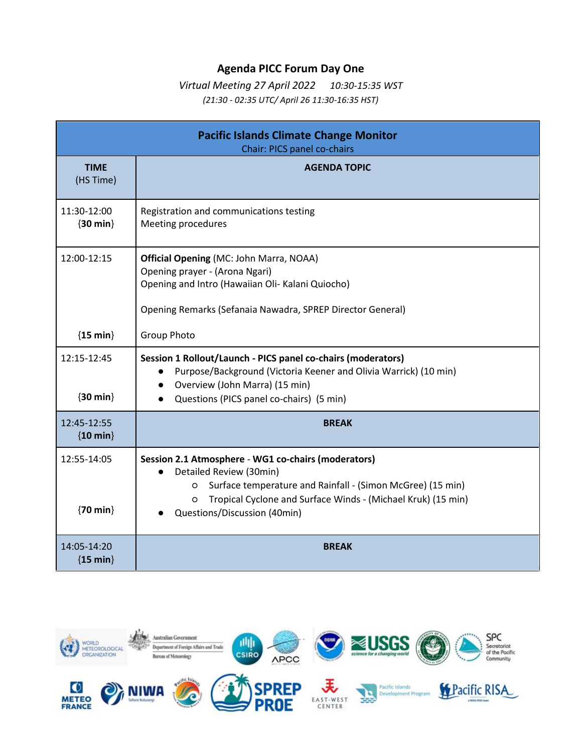# Agenda PICC Forum Day One

*Virtual Meeting 27 April 2022* *10:30-15:35 WST*

*(21:30 - 02:35 UTC/ April 26 11:30-16:35 HST)*

| **Pacific Islands Climate Change Monitor**<br>Chair: PICS panel co-chairs | |
|---|---|
| **TIME**<br>(HS Time) | **AGENDA TOPIC** |
| 11:30-12:00<br>{**30 min**} | Registration and communications testing<br>Meeting procedures |
| 12:00-12:15<br><br>{**15 min**} | **Official Opening** (MC: John Marra, NOAA)<br>Opening prayer - (Arona Ngari)<br>Opening and Intro (Hawaiian Oli- Kalani Quiocho)<br><br>Opening Remarks (Sefanaia Nawadra, SPREP Director General)<br><br>Group Photo |
| 12:15-12:45<br><br>{**30 min**} | **Session 1 Rollout/Launch - PICS panel co-chairs (moderators)**<br>• Purpose/Background (Victoria Keener and Olivia Warrick) (10 min)<br>• Overview (John Marra) (15 min)<br>• Questions (PICS panel co-chairs) (5 min) |
| 12:45-12:55<br>{**10 min**} | **BREAK** |
| 12:55-14:05<br><br>{**70 min**} | **Session 2.1 Atmosphere - WG1 co-chairs (moderators)**<br>• Detailed Review (30min)<br>  ○ Surface temperature and Rainfall - (Simon McGree) (15 min)<br>  ○ Tropical Cyclone and Surface Winds - (Michael Kruk) (15 min)<br>• Questions/Discussion (40min) |
| 14:05-14:20<br>{**15 min**} | **BREAK** |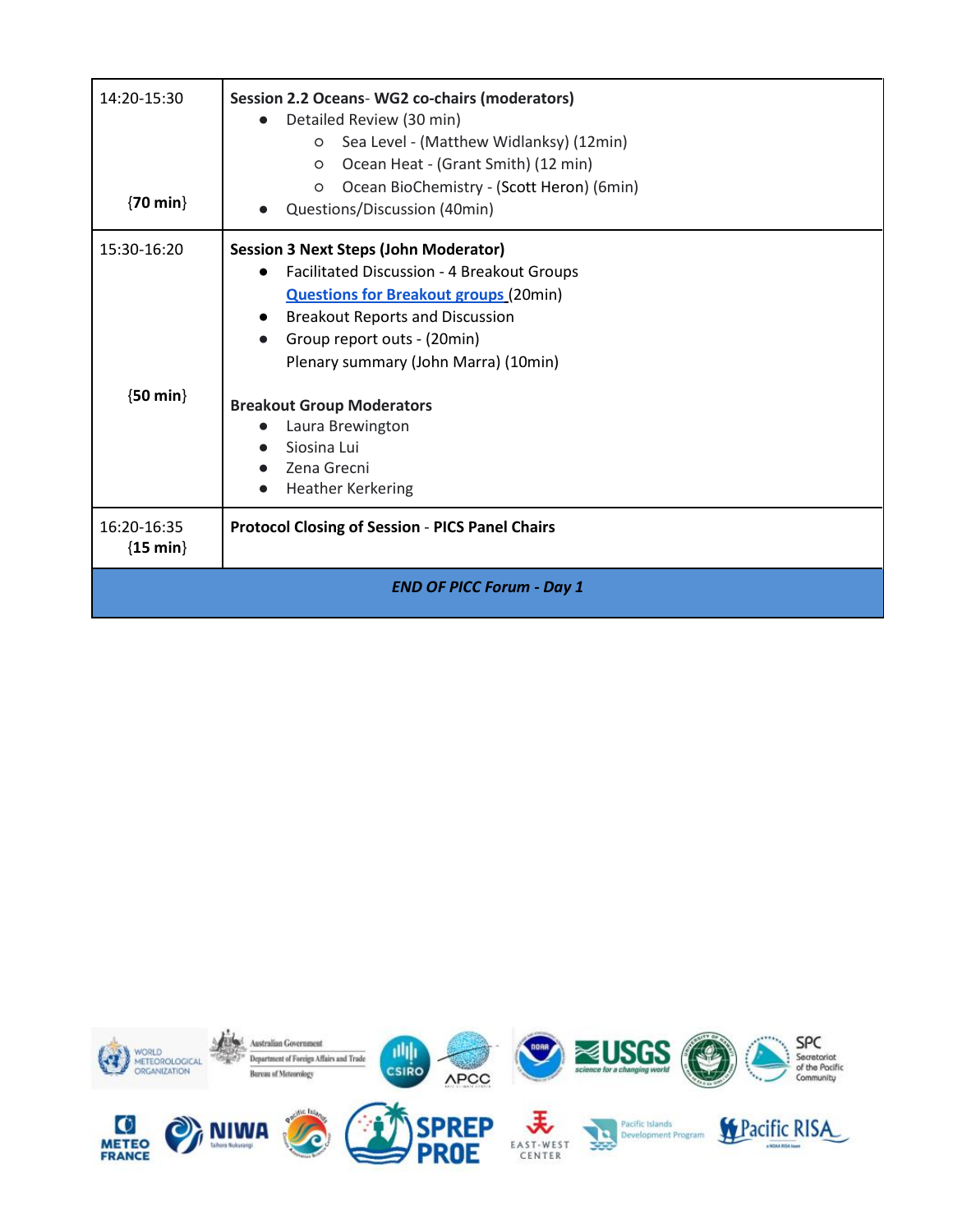| | |
|---|---|
| 14:20-15:30<br><br>{**70 min**} | **Session 2.2 Oceans- WG2 co-chairs (moderators)**<br>• Detailed Review (30 min)<br>  ○ Sea Level - (Matthew Widlanksy) (12min)<br>  ○ Ocean Heat - (Grant Smith) (12 min)<br>  ○ Ocean BioChemistry - (Scott Heron) (6min)<br>• Questions/Discussion (40min) |
| 15:30-16:20<br><br>{**50 min**} | **Session 3 Next Steps (John Moderator)**<br>• Facilitated Discussion - 4 Breakout Groups<br>  [Questions for Breakout groups ](20min)<br>• Breakout Reports and Discussion<br>• Group report outs - (20min)<br>  Plenary summary (John Marra) (10min)<br><br>**Breakout Group Moderators**<br>• Laura Brewington<br>• Siosina Lui<br>• Zena Grecni<br>• Heather Kerkering |
| 16:20-16:35<br>{**15 min**} | **Protocol Closing of Session** - **PICS Panel Chairs** |
| ***END OF PICC Forum - Day 1*** | |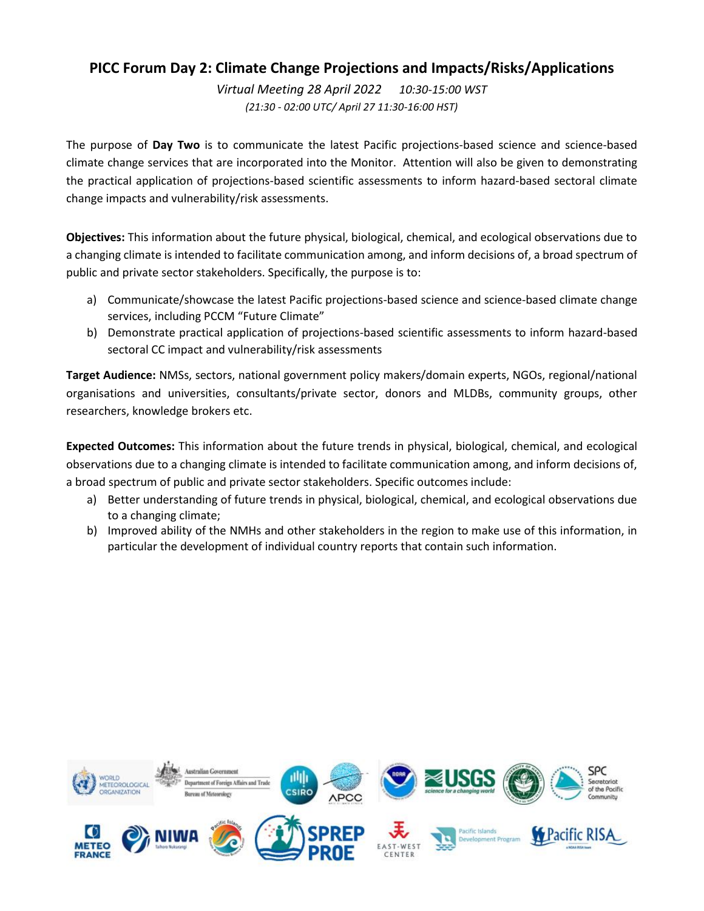## PICC Forum Day 2: Climate Change Projections and Impacts/Risks/Applications

*Virtual Meeting 28 April 2022 10:30-15:00 WST*

*(21:30 - 02:00 UTC/ April 27 11:30-16:00 HST)*

The purpose of **Day Two** is to communicate the latest Pacific projections-based science and science-based climate change services that are incorporated into the Monitor. Attention will also be given to demonstrating the practical application of projections-based scientific assessments to inform hazard-based sectoral climate change impacts and vulnerability/risk assessments.

**Objectives:** This information about the future physical, biological, chemical, and ecological observations due to a changing climate is intended to facilitate communication among, and inform decisions of, a broad spectrum of public and private sector stakeholders. Specifically, the purpose is to:

a) Communicate/showcase the latest Pacific projections-based science and science-based climate change services, including PCCM "Future Climate"
b) Demonstrate practical application of projections-based scientific assessments to inform hazard-based sectoral CC impact and vulnerability/risk assessments

**Target Audience:** NMSs, sectors, national government policy makers/domain experts, NGOs, regional/national organisations and universities, consultants/private sector, donors and MLDBs, community groups, other researchers, knowledge brokers etc.

**Expected Outcomes:** This information about the future trends in physical, biological, chemical, and ecological observations due to a changing climate is intended to facilitate communication among, and inform decisions of, a broad spectrum of public and private sector stakeholders. Specific outcomes include:

a) Better understanding of future trends in physical, biological, chemical, and ecological observations due to a changing climate;
b) Improved ability of the NMHs and other stakeholders in the region to make use of this information, in particular the development of individual country reports that contain such information.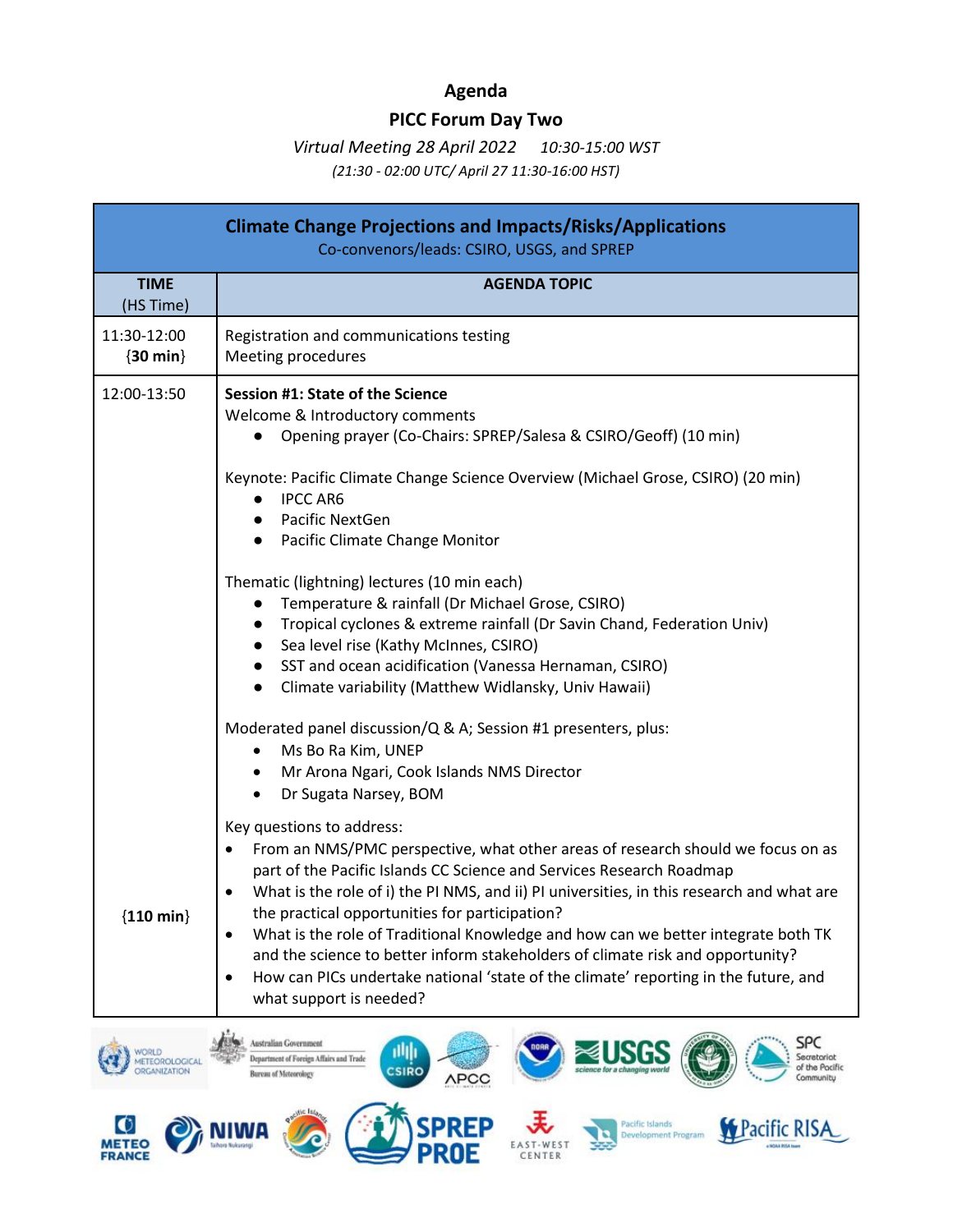# Agenda

## PICC Forum Day Two

*Virtual Meeting 28 April 2022 10:30-15:00 WST*

*(21:30 - 02:00 UTC/ April 27 11:30-16:00 HST)*

| **Climate Change Projections and Impacts/Risks/Applications**<br>Co-convenors/leads: CSIRO, USGS, and SPREP | |
|---|---|
| **TIME**<br>(HS Time) | **AGENDA TOPIC** |
| 11:30-12:00<br>{**30 min**} | Registration and communications testing<br>Meeting procedures |
| 12:00-13:50<br><br>{**110 min**} | **Session #1: State of the Science**<br>Welcome & Introductory comments<br>● Opening prayer (Co-Chairs: SPREP/Salesa & CSIRO/Geoff) (10 min)<br><br>Keynote: Pacific Climate Change Science Overview (Michael Grose, CSIRO) (20 min)<br>● IPCC AR6<br>● Pacific NextGen<br>● Pacific Climate Change Monitor<br><br>Thematic (lightning) lectures (10 min each)<br>● Temperature & rainfall (Dr Michael Grose, CSIRO)<br>● Tropical cyclones & extreme rainfall (Dr Savin Chand, Federation Univ)<br>● Sea level rise (Kathy McInnes, CSIRO)<br>● SST and ocean acidification (Vanessa Hernaman, CSIRO)<br>● Climate variability (Matthew Widlansky, Univ Hawaii)<br><br>Moderated panel discussion/Q & A; Session #1 presenters, plus:<br>● Ms Bo Ra Kim, UNEP<br>● Mr Arona Ngari, Cook Islands NMS Director<br>● Dr Sugata Narsey, BOM<br><br>Key questions to address:<br>● From an NMS/PMC perspective, what other areas of research should we focus on as part of the Pacific Islands CC Science and Services Research Roadmap<br>● What is the role of i) the PI NMS, and ii) PI universities, in this research and what are the practical opportunities for participation?<br>● What is the role of Traditional Knowledge and how can we better integrate both TK and the science to better inform stakeholders of climate risk and opportunity?<br>● How can PICs undertake national 'state of the climate' reporting in the future, and what support is needed? |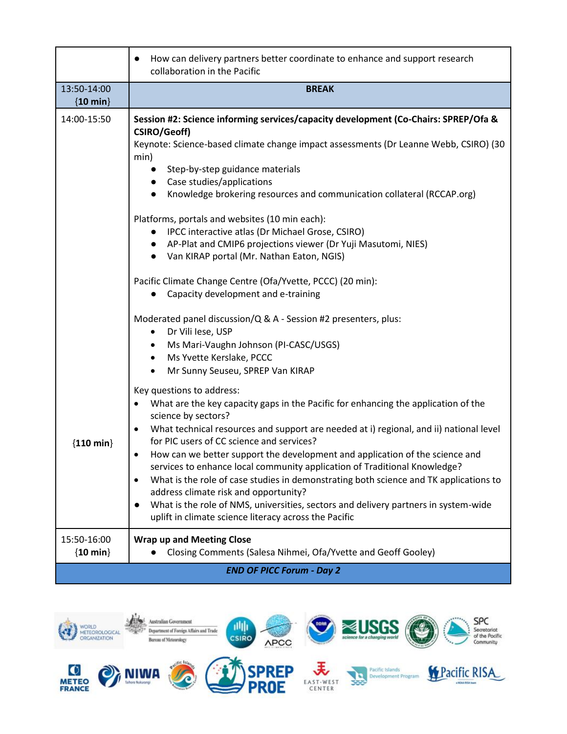| | |
|---|---|
| | ● How can delivery partners better coordinate to enhance and support research collaboration in the Pacific |
| 13:50-14:00 {**10 min**} | **BREAK** |
| 14:00-15:50<br><br>{**110 min**} | **Session #2: Science informing services/capacity development (Co-Chairs: SPREP/Ofa & CSIRO/Geoff)**<br>Keynote: Science-based climate change impact assessments (Dr Leanne Webb, CSIRO) (30 min)<br>● Step-by-step guidance materials<br>● Case studies/applications<br>● Knowledge brokering resources and communication collateral (RCCAP.org)<br><br>Platforms, portals and websites (10 min each):<br>● IPCC interactive atlas (Dr Michael Grose, CSIRO)<br>● AP-Plat and CMIP6 projections viewer (Dr Yuji Masutomi, NIES)<br>● Van KIRAP portal (Mr. Nathan Eaton, NGIS)<br><br>Pacific Climate Change Centre (Ofa/Yvette, PCCC) (20 min):<br>● Capacity development and e-training<br><br>Moderated panel discussion/Q & A - Session #2 presenters, plus:<br>● Dr Vili Iese, USP<br>● Ms Mari-Vaughn Johnson (PI-CASC/USGS)<br>● Ms Yvette Kerslake, PCCC<br>● Mr Sunny Seuseu, SPREP Van KIRAP<br><br>Key questions to address:<br>● What are the key capacity gaps in the Pacific for enhancing the application of the science by sectors?<br>● What technical resources and support are needed at i) regional, and ii) national level for PIC users of CC science and services?<br>● How can we better support the development and application of the science and services to enhance local community application of Traditional Knowledge?<br>● What is the role of case studies in demonstrating both science and TK applications to address climate risk and opportunity?<br>● What is the role of NMS, universities, sectors and delivery partners in system-wide uplift in climate science literacy across the Pacific |
| 15:50-16:00 {**10 min**} | **Wrap up and Meeting Close**<br>● Closing Comments (Salesa Nihmei, Ofa/Yvette and Geoff Gooley) |
| ***END OF PICC Forum - Day 2*** | |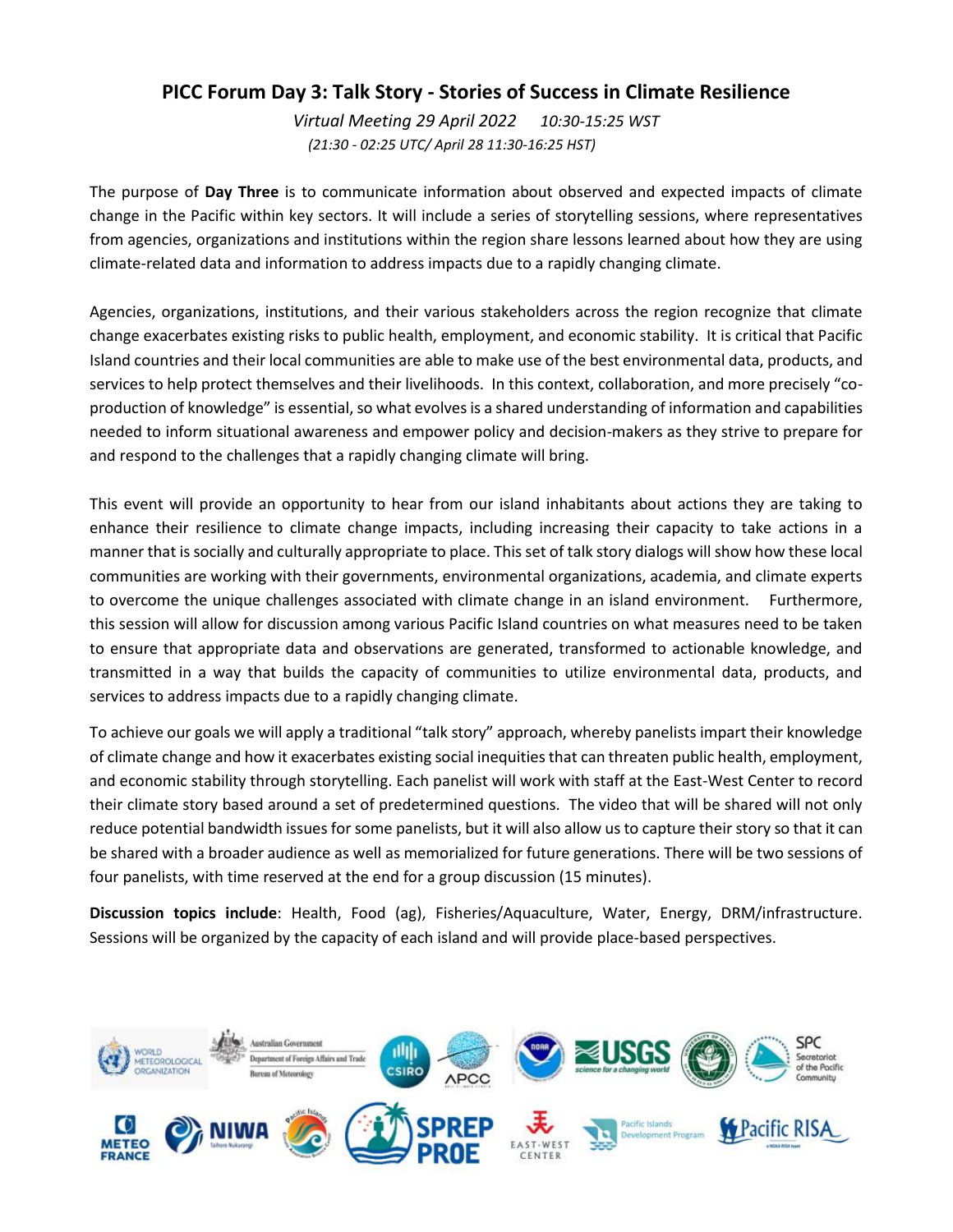## PICC Forum Day 3: Talk Story - Stories of Success in Climate Resilience

*Virtual Meeting 29 April 2022 10:30-15:25 WST*

*(21:30 - 02:25 UTC/ April 28 11:30-16:25 HST)*

The purpose of **Day Three** is to communicate information about observed and expected impacts of climate change in the Pacific within key sectors. It will include a series of storytelling sessions, where representatives from agencies, organizations and institutions within the region share lessons learned about how they are using climate-related data and information to address impacts due to a rapidly changing climate.

Agencies, organizations, institutions, and their various stakeholders across the region recognize that climate change exacerbates existing risks to public health, employment, and economic stability. It is critical that Pacific Island countries and their local communities are able to make use of the best environmental data, products, and services to help protect themselves and their livelihoods. In this context, collaboration, and more precisely "co-production of knowledge" is essential, so what evolves is a shared understanding of information and capabilities needed to inform situational awareness and empower policy and decision-makers as they strive to prepare for and respond to the challenges that a rapidly changing climate will bring.

This event will provide an opportunity to hear from our island inhabitants about actions they are taking to enhance their resilience to climate change impacts, including increasing their capacity to take actions in a manner that is socially and culturally appropriate to place. This set of talk story dialogs will show how these local communities are working with their governments, environmental organizations, academia, and climate experts to overcome the unique challenges associated with climate change in an island environment. Furthermore, this session will allow for discussion among various Pacific Island countries on what measures need to be taken to ensure that appropriate data and observations are generated, transformed to actionable knowledge, and transmitted in a way that builds the capacity of communities to utilize environmental data, products, and services to address impacts due to a rapidly changing climate.

To achieve our goals we will apply a traditional "talk story" approach, whereby panelists impart their knowledge of climate change and how it exacerbates existing social inequities that can threaten public health, employment, and economic stability through storytelling. Each panelist will work with staff at the East-West Center to record their climate story based around a set of predetermined questions. The video that will be shared will not only reduce potential bandwidth issues for some panelists, but it will also allow us to capture their story so that it can be shared with a broader audience as well as memorialized for future generations. There will be two sessions of four panelists, with time reserved at the end for a group discussion (15 minutes).

**Discussion topics include**: Health, Food (ag), Fisheries/Aquaculture, Water, Energy, DRM/infrastructure. Sessions will be organized by the capacity of each island and will provide place-based perspectives.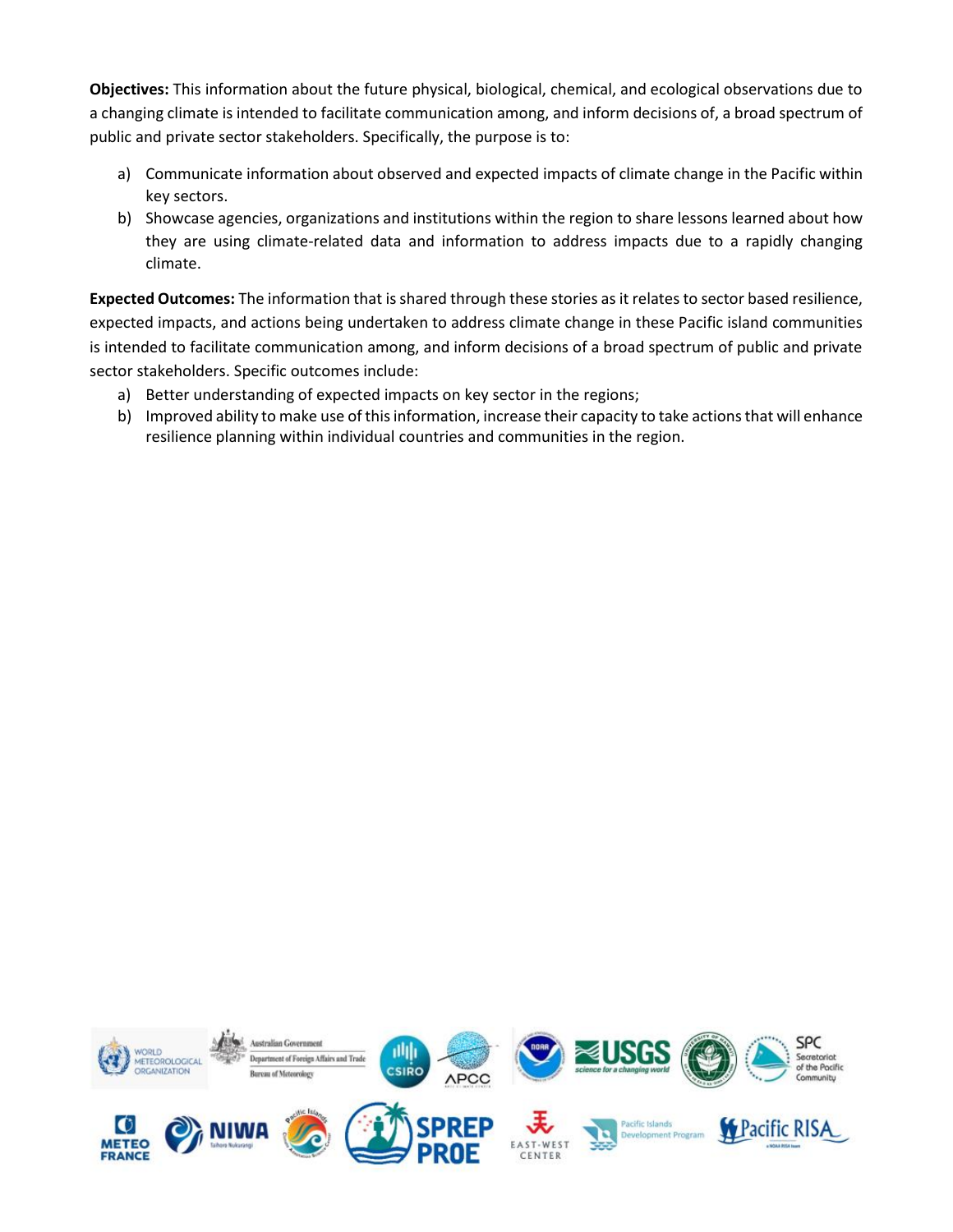**Objectives:** This information about the future physical, biological, chemical, and ecological observations due to a changing climate is intended to facilitate communication among, and inform decisions of, a broad spectrum of public and private sector stakeholders. Specifically, the purpose is to:

a) Communicate information about observed and expected impacts of climate change in the Pacific within key sectors.
b) Showcase agencies, organizations and institutions within the region to share lessons learned about how they are using climate-related data and information to address impacts due to a rapidly changing climate.

**Expected Outcomes:** The information that is shared through these stories as it relates to sector based resilience, expected impacts, and actions being undertaken to address climate change in these Pacific island communities is intended to facilitate communication among, and inform decisions of a broad spectrum of public and private sector stakeholders. Specific outcomes include:

a) Better understanding of expected impacts on key sector in the regions;
b) Improved ability to make use of this information, increase their capacity to take actions that will enhance resilience planning within individual countries and communities in the region.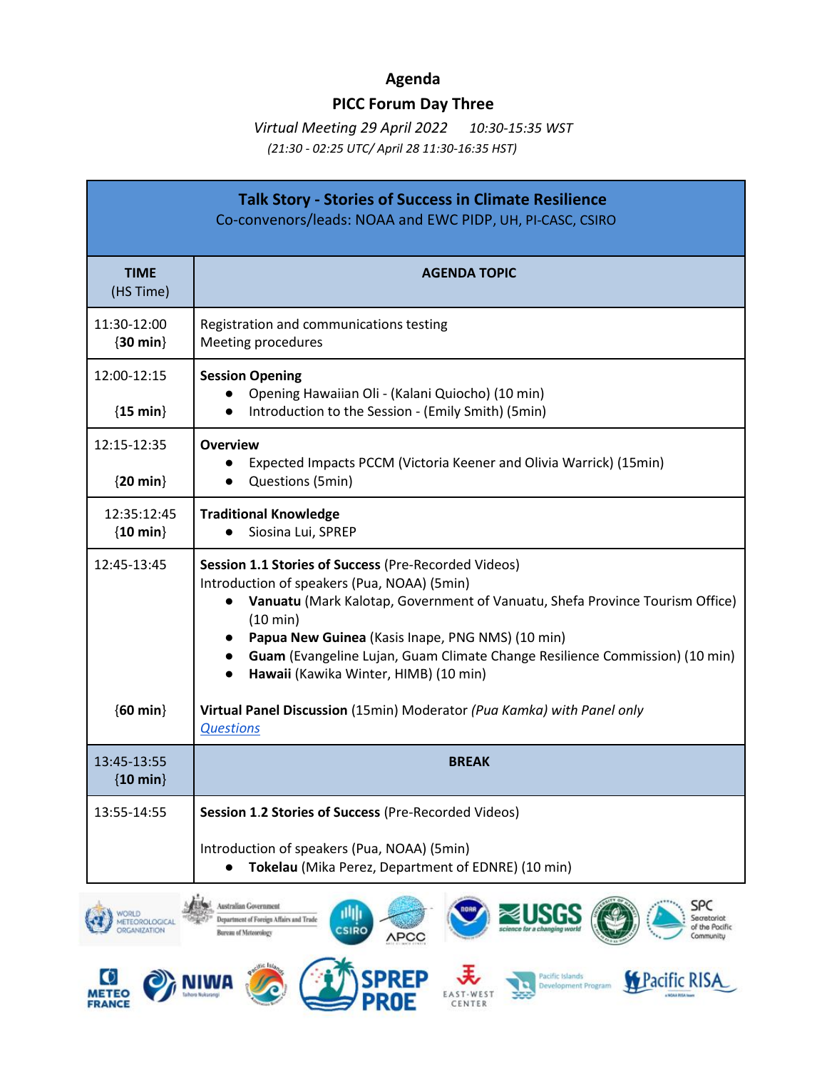# Agenda

## PICC Forum Day Three

*Virtual Meeting 29 April 2022 10:30-15:35 WST*

*(21:30 - 02:25 UTC/ April 28 11:30-16:35 HST)*

| | |
|---|---|
| **Talk Story - Stories of Success in Climate Resilience**<br>Co-convenors/leads: NOAA and EWC PIDP, UH, PI-CASC, CSIRO | |
| **TIME**<br>(HS Time) | **AGENDA TOPIC** |
| 11:30-12:00<br>{**30 min**} | Registration and communications testing<br>Meeting procedures |
| 12:00-12:15<br><br>{**15 min**} | **Session Opening**<br>● Opening Hawaiian Oli - (Kalani Quiocho) (10 min)<br>● Introduction to the Session - (Emily Smith) (5min) |
| 12:15-12:35<br><br>{**20 min**} | **Overview**<br>● Expected Impacts PCCM (Victoria Keener and Olivia Warrick) (15min)<br>● Questions (5min) |
| 12:35:12:45<br>{**10 min**} | **Traditional Knowledge**<br>● Siosina Lui, SPREP |
| 12:45-13:45<br><br>{**60 min**} | **Session 1.1 Stories of Success** (Pre-Recorded Videos)<br>Introduction of speakers (Pua, NOAA) (5min)<br>● **Vanuatu** (Mark Kalotap, Government of Vanuatu, Shefa Province Tourism Office) (10 min)<br>● **Papua New Guinea** (Kasis Inape, PNG NMS) (10 min)<br>● **Guam** (Evangeline Lujan, Guam Climate Change Resilience Commission) (10 min)<br>● **Hawaii** (Kawika Winter, HIMB) (10 min)<br><br>**Virtual Panel Discussion** (15min) Moderator *(Pua Kamka) with Panel only*<br>*Questions* |
| 13:45-13:55<br>{**10 min**} | **BREAK** |
| 13:55-14:55 | **Session 1.2 Stories of Success** (Pre-Recorded Videos)<br><br>Introduction of speakers (Pua, NOAA) (5min)<br>● **Tokelau** (Mika Perez, Department of EDNRE) (10 min) |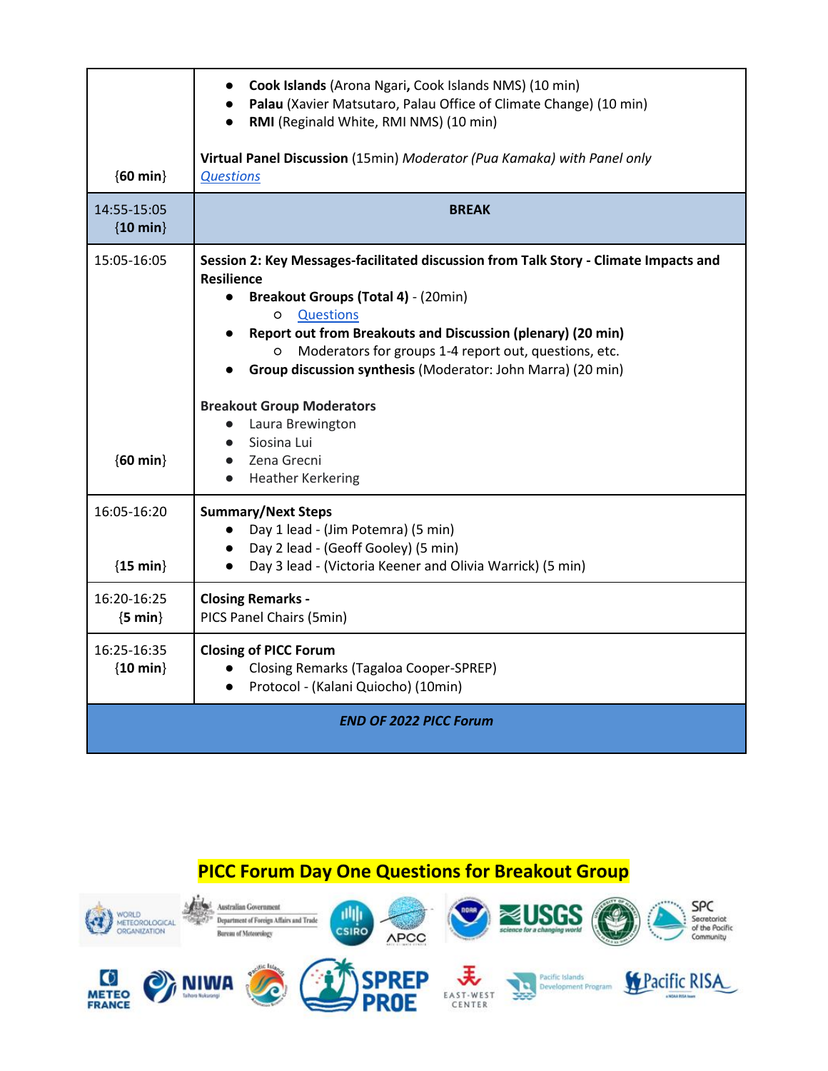| | |
|---|---|
| {60 min} | • **Cook Islands** (Arona Ngari**,** Cook Islands NMS) (10 min)<br>• **Palau** (Xavier Matsutaro, Palau Office of Climate Change) (10 min)<br>• **RMI** (Reginald White, RMI NMS) (10 min)<br><br>**Virtual Panel Discussion** (15min) *Moderator (Pua Kamaka) with Panel only*<br>*Questions* |
| 14:55-15:05 {**10 min**} | **BREAK** |
| 15:05-16:05<br><br>{**60 min**} | **Session 2: Key Messages-facilitated discussion from Talk Story - Climate Impacts and Resilience**<br>• **Breakout Groups (Total 4)** - (20min)<br>  ○ Questions<br>• **Report out from Breakouts and Discussion (plenary) (20 min)**<br>  ○ Moderators for groups 1-4 report out, questions, etc.<br>• **Group discussion synthesis** (Moderator: John Marra) (20 min)<br><br>**Breakout Group Moderators**<br>• Laura Brewington<br>• Siosina Lui<br>• Zena Grecni<br>• Heather Kerkering |
| 16:05-16:20<br><br>{**15 min**} | **Summary/Next Steps**<br>• Day 1 lead - (Jim Potemra) (5 min)<br>• Day 2 lead - (Geoff Gooley) (5 min)<br>• Day 3 lead - (Victoria Keener and Olivia Warrick) (5 min) |
| 16:20-16:25 {**5 min**} | **Closing Remarks -**<br>PICS Panel Chairs (5min) |
| 16:25-16:35 {**10 min**} | **Closing of PICC Forum**<br>• Closing Remarks (Tagaloa Cooper-SPREP)<br>• Protocol - (Kalani Quiocho) (10min) |
| ***END OF 2022 PICC Forum*** | |

## PICC Forum Day One Questions for Breakout Group

WORLD METEOROLOGICAL ORGANIZATION
Australian Government Department of Foreign Affairs and Trade Bureau of Meteorology
CSIRO
APCC
NOAA
USGS science for a changing world
SPC Secretariat of the Pacific Community
METEO FRANCE
NIWA Taihoro Nukurangi
Pacific Islands Climate Education Partnership
SPREP PROE
EAST-WEST CENTER
Pacific Islands Development Program
Pacific RISA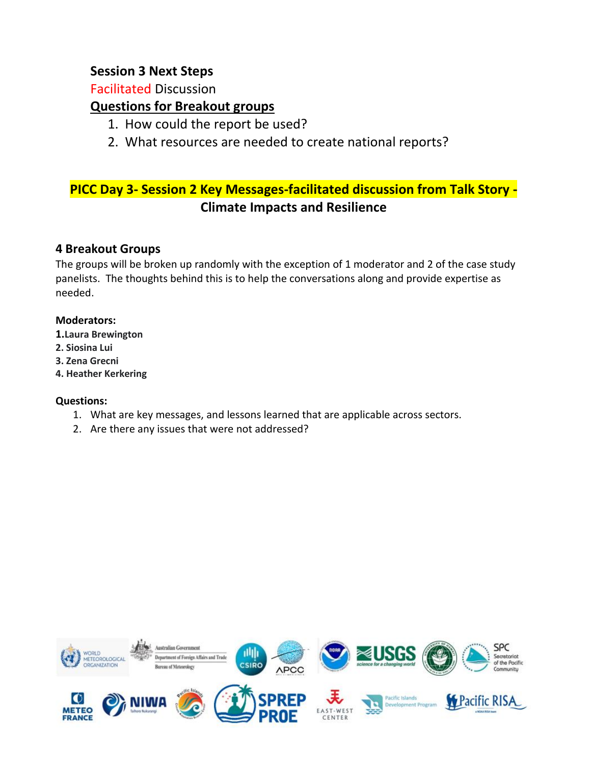**Session 3 Next Steps**

Facilitated Discussion

**Questions for Breakout groups**

1. How could the report be used?
2. What resources are needed to create national reports?

## PICC Day 3- Session 2 Key Messages-facilitated discussion from Talk Story - Climate Impacts and Resilience

### 4 Breakout Groups

The groups will be broken up randomly with the exception of 1 moderator and 2 of the case study panelists. The thoughts behind this is to help the conversations along and provide expertise as needed.

**Moderators:**

**1.Laura Brewington**
**2. Siosina Lui**
**3. Zena Grecni**
**4. Heather Kerkering**

**Questions:**

1. What are key messages, and lessons learned that are applicable across sectors.
2. Are there any issues that were not addressed?